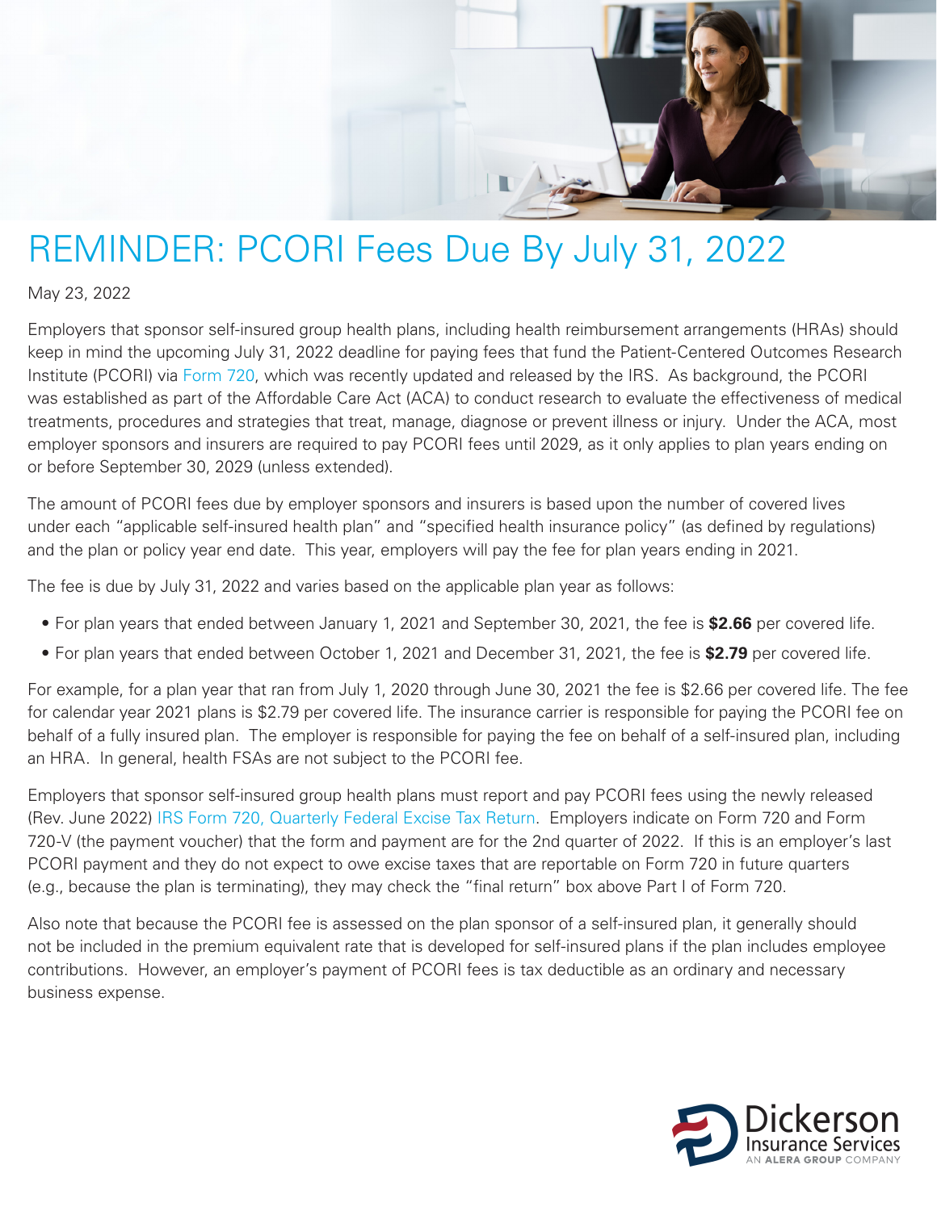# REMINDER: PCORI Fees Due By July 31, 2022

May 23, 2022

Employers that sponsor self-insured group health plans, including health reimbursement arrangements (HRAs) should keep in mind the upcoming July 31, 2022 deadline for paying fees that fund the Patient-Centered Outcomes Research Institute (PCORI) via Form 720, which was recently updated and released by the IRS. As background, the PCORI was established as part of the Affordable Care Act (ACA) to conduct research to evaluate the effectiveness of medical treatments, procedures and strategies that treat, manage, diagnose or prevent illness or injury. Under the ACA, most employer sponsors and insurers are required to pay PCORI fees until 2029, as it only applies to plan years ending on or before September 30, 2029 (unless extended).

The amount of PCORI fees due by employer sponsors and insurers is based upon the number of covered lives under each "applicable self-insured health plan" and "specified health insurance policy" (as defined by regulations) and the plan or policy year end date. This year, employers will pay the fee for plan years ending in 2021.

The fee is due by July 31, 2022 and varies based on the applicable plan year as follows:

- For plan years that ended between January 1, 2021 and September 30, 2021, the fee is **$2.66** per covered life.
- For plan years that ended between October 1, 2021 and December 31, 2021, the fee is **$2.79** per covered life.

For example, for a plan year that ran from July 1, 2020 through June 30, 2021 the fee is $2.66 per covered life. The fee for calendar year 2021 plans is $2.79 per covered life. The insurance carrier is responsible for paying the PCORI fee on behalf of a fully insured plan. The employer is responsible for paying the fee on behalf of a self-insured plan, including an HRA. In general, health FSAs are not subject to the PCORI fee.

Employers that sponsor self-insured group health plans must report and pay PCORI fees using the newly released (Rev. June 2022) IRS Form 720, Quarterly Federal Excise Tax Return. Employers indicate on Form 720 and Form 720-V (the payment voucher) that the form and payment are for the 2nd quarter of 2022. If this is an employer's last PCORI payment and they do not expect to owe excise taxes that are reportable on Form 720 in future quarters (e.g., because the plan is terminating), they may check the "final return" box above Part I of Form 720.

Also note that because the PCORI fee is assessed on the plan sponsor of a self-insured plan, it generally should not be included in the premium equivalent rate that is developed for self-insured plans if the plan includes employee contributions. However, an employer's payment of PCORI fees is tax deductible as an ordinary and necessary business expense.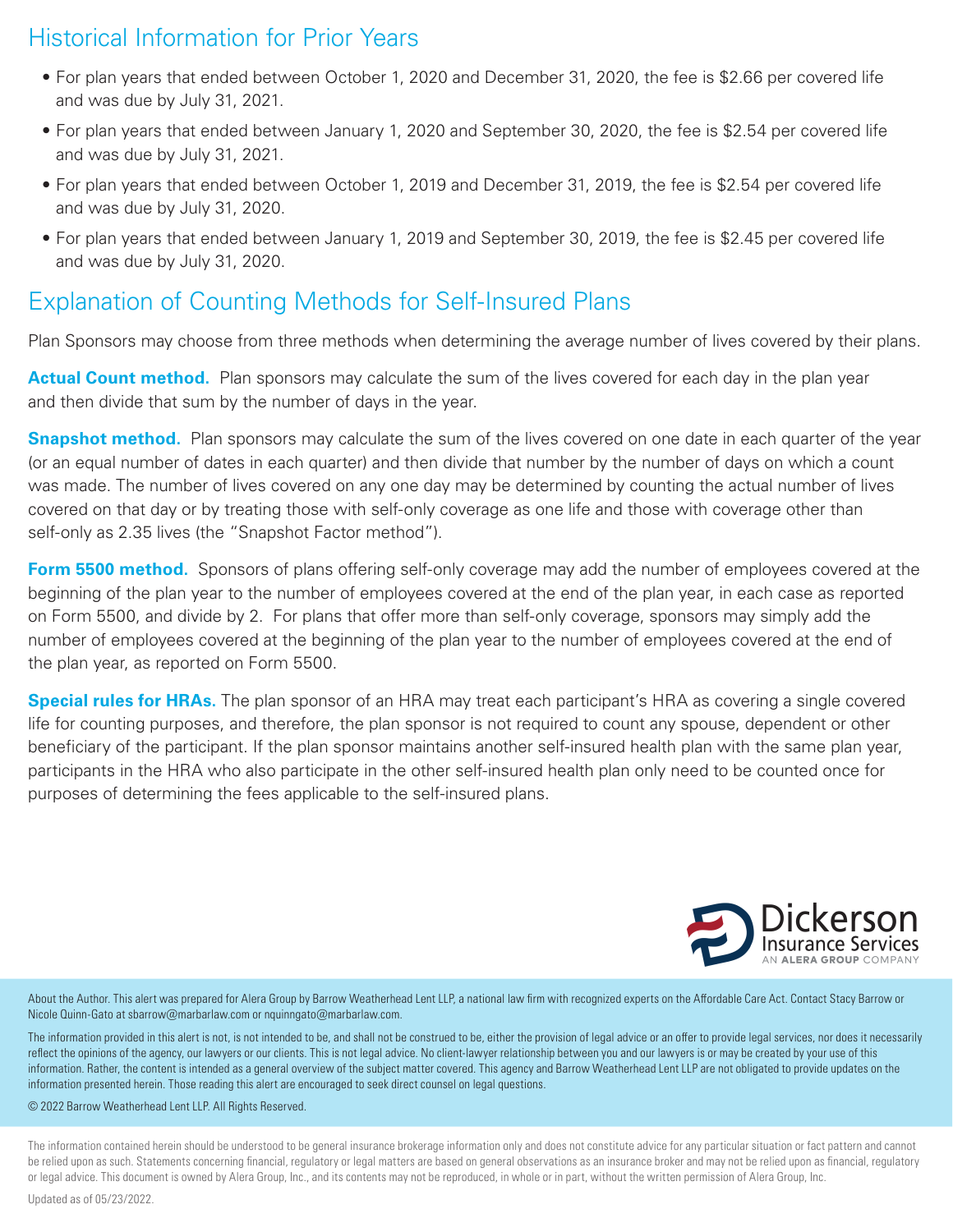## Historical Information for Prior Years

- For plan years that ended between October 1, 2020 and December 31, 2020, the fee is $2.66 per covered life and was due by July 31, 2021.
- For plan years that ended between January 1, 2020 and September 30, 2020, the fee is $2.54 per covered life and was due by July 31, 2021.
- For plan years that ended between October 1, 2019 and December 31, 2019, the fee is $2.54 per covered life and was due by July 31, 2020.
- For plan years that ended between January 1, 2019 and September 30, 2019, the fee is $2.45 per covered life and was due by July 31, 2020.

## Explanation of Counting Methods for Self-Insured Plans

Plan Sponsors may choose from three methods when determining the average number of lives covered by their plans.

**Actual Count method.** Plan sponsors may calculate the sum of the lives covered for each day in the plan year and then divide that sum by the number of days in the year.

**Snapshot method.** Plan sponsors may calculate the sum of the lives covered on one date in each quarter of the year (or an equal number of dates in each quarter) and then divide that number by the number of days on which a count was made. The number of lives covered on any one day may be determined by counting the actual number of lives covered on that day or by treating those with self-only coverage as one life and those with coverage other than self-only as 2.35 lives (the "Snapshot Factor method").

**Form 5500 method.** Sponsors of plans offering self-only coverage may add the number of employees covered at the beginning of the plan year to the number of employees covered at the end of the plan year, in each case as reported on Form 5500, and divide by 2. For plans that offer more than self-only coverage, sponsors may simply add the number of employees covered at the beginning of the plan year to the number of employees covered at the end of the plan year, as reported on Form 5500.

**Special rules for HRAs.** The plan sponsor of an HRA may treat each participant's HRA as covering a single covered life for counting purposes, and therefore, the plan sponsor is not required to count any spouse, dependent or other beneficiary of the participant. If the plan sponsor maintains another self-insured health plan with the same plan year, participants in the HRA who also participate in the other self-insured health plan only need to be counted once for purposes of determining the fees applicable to the self-insured plans.

Dickerson Insurance Services
AN ALERA GROUP COMPANY

About the Author. This alert was prepared for Alera Group by Barrow Weatherhead Lent LLP, a national law firm with recognized experts on the Affordable Care Act. Contact Stacy Barrow or Nicole Quinn-Gato at sbarrow@marbarlaw.com or nquinngato@marbarlaw.com.

The information provided in this alert is not, is not intended to be, and shall not be construed to be, either the provision of legal advice or an offer to provide legal services, nor does it necessarily reflect the opinions of the agency, our lawyers or our clients. This is not legal advice. No client-lawyer relationship between you and our lawyers is or may be created by your use of this information. Rather, the content is intended as a general overview of the subject matter covered. This agency and Barrow Weatherhead Lent LLP are not obligated to provide updates on the information presented herein. Those reading this alert are encouraged to seek direct counsel on legal questions.

© 2022 Barrow Weatherhead Lent LLP. All Rights Reserved.

The information contained herein should be understood to be general insurance brokerage information only and does not constitute advice for any particular situation or fact pattern and cannot be relied upon as such. Statements concerning financial, regulatory or legal matters are based on general observations as an insurance broker and may not be relied upon as financial, regulatory or legal advice. This document is owned by Alera Group, Inc., and its contents may not be reproduced, in whole or in part, without the written permission of Alera Group, Inc.

Updated as of 05/23/2022.